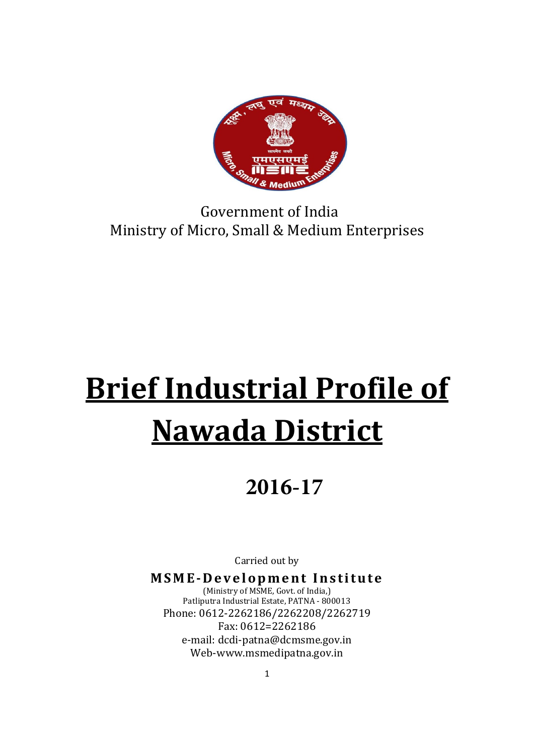Government of India
Ministry of Micro, Small & Medium Enterprises

# Brief Industrial Profile of Nawada District

## 2016-17

Carried out by

**MSME-Development Institute**
(Ministry of MSME, Govt. of India,)
Patliputra Industrial Estate, PATNA - 800013
Phone: 0612-2262186/2262208/2262719
Fax: 0612=2262186
e-mail: dcdi-patna@dcmsme.gov.in
Web-www.msmedipatna.gov.in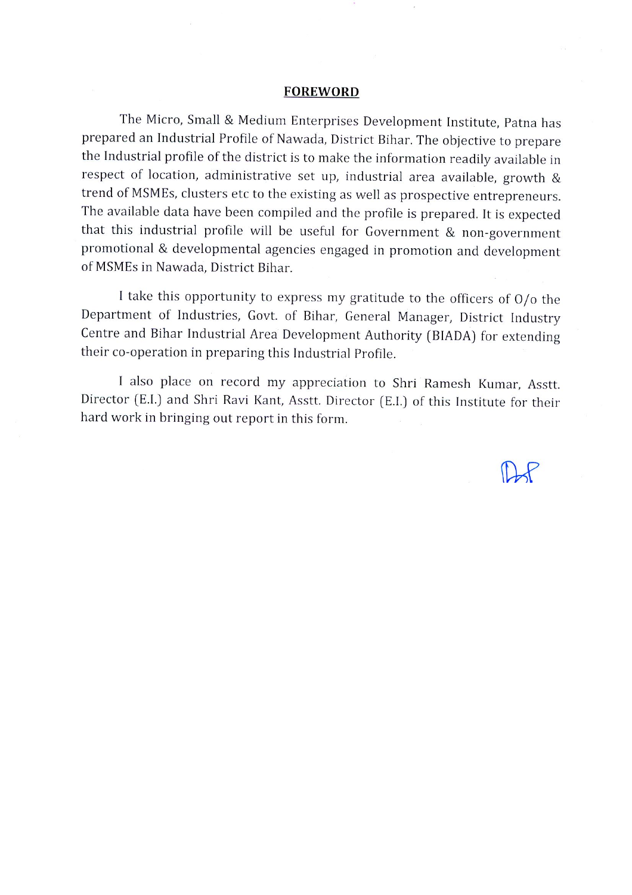## FOREWORD

The Micro, Small & Medium Enterprises Development Institute, Patna has prepared an Industrial Profile of Nawada, District Bihar. The objective to prepare the Industrial profile of the district is to make the information readily available in respect of location, administrative set up, industrial area available, growth & trend of MSMEs, clusters etc to the existing as well as prospective entrepreneurs. The available data have been compiled and the profile is prepared. It is expected that this industrial profile will be useful for Government & non-government promotional & developmental agencies engaged in promotion and development of MSMEs in Nawada, District Bihar.

I take this opportunity to express my gratitude to the officers of O/o the Department of Industries, Govt. of Bihar, General Manager, District Industry Centre and Bihar Industrial Area Development Authority (BIADA) for extending their co-operation in preparing this Industrial Profile.

I also place on record my appreciation to Shri Ramesh Kumar, Asstt. Director (E.I.) and Shri Ravi Kant, Asstt. Director (E.I.) of this Institute for their hard work in bringing out report in this form.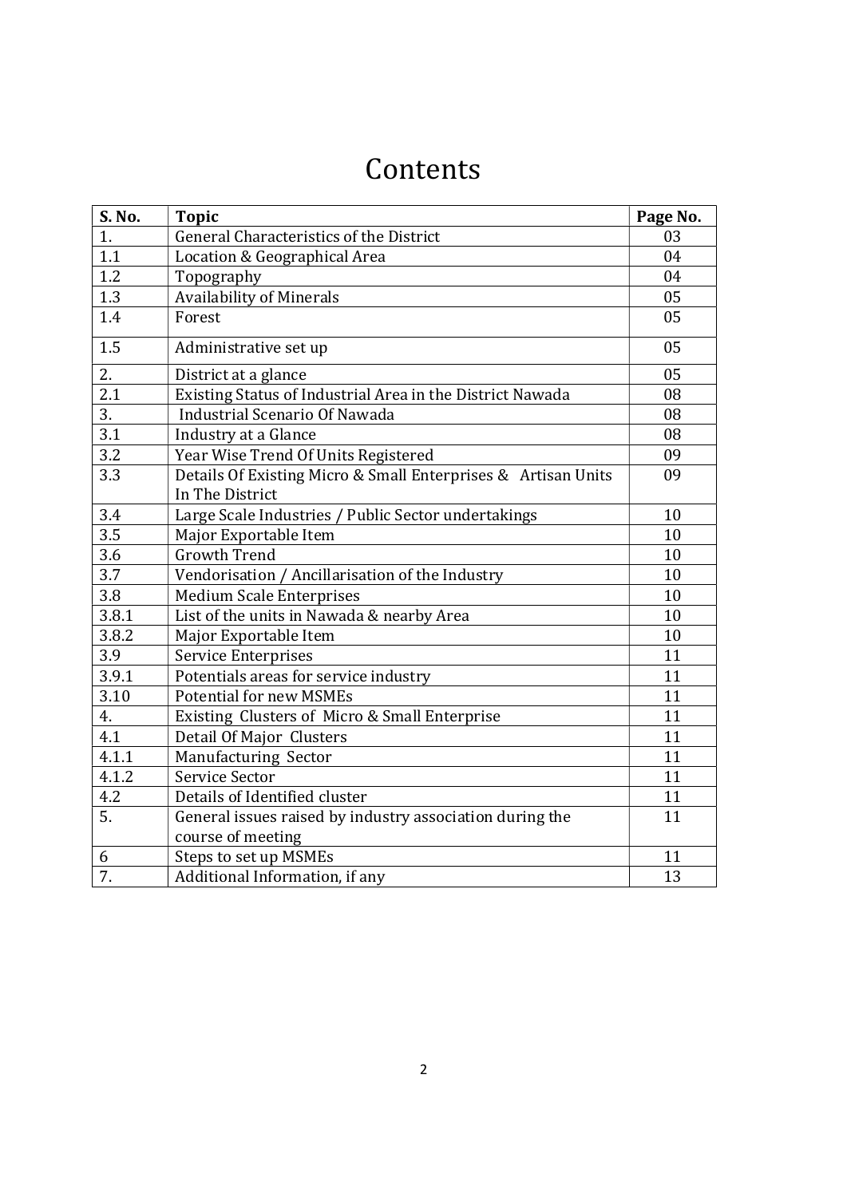# Contents

| S. No. | Topic | Page No. |
|---|---|---|
| 1. | General Characteristics of the District | 03 |
| 1.1 | Location & Geographical Area | 04 |
| 1.2 | Topography | 04 |
| 1.3 | Availability of Minerals | 05 |
| 1.4 | Forest | 05 |
| 1.5 | Administrative set up | 05 |
| 2. | District at a glance | 05 |
| 2.1 | Existing Status of Industrial Area in the District Nawada | 08 |
| 3. | Industrial Scenario Of Nawada | 08 |
| 3.1 | Industry at a Glance | 08 |
| 3.2 | Year Wise Trend Of Units Registered | 09 |
| 3.3 | Details Of Existing Micro & Small Enterprises & Artisan Units In The District | 09 |
| 3.4 | Large Scale Industries / Public Sector undertakings | 10 |
| 3.5 | Major Exportable Item | 10 |
| 3.6 | Growth Trend | 10 |
| 3.7 | Vendorisation / Ancillarisation of the Industry | 10 |
| 3.8 | Medium Scale Enterprises | 10 |
| 3.8.1 | List of the units in Nawada & nearby Area | 10 |
| 3.8.2 | Major Exportable Item | 10 |
| 3.9 | Service Enterprises | 11 |
| 3.9.1 | Potentials areas for service industry | 11 |
| 3.10 | Potential for new MSMEs | 11 |
| 4. | Existing Clusters of Micro & Small Enterprise | 11 |
| 4.1 | Detail Of Major Clusters | 11 |
| 4.1.1 | Manufacturing Sector | 11 |
| 4.1.2 | Service Sector | 11 |
| 4.2 | Details of Identified cluster | 11 |
| 5. | General issues raised by industry association during the course of meeting | 11 |
| 6 | Steps to set up MSMEs | 11 |
| 7. | Additional Information, if any | 13 |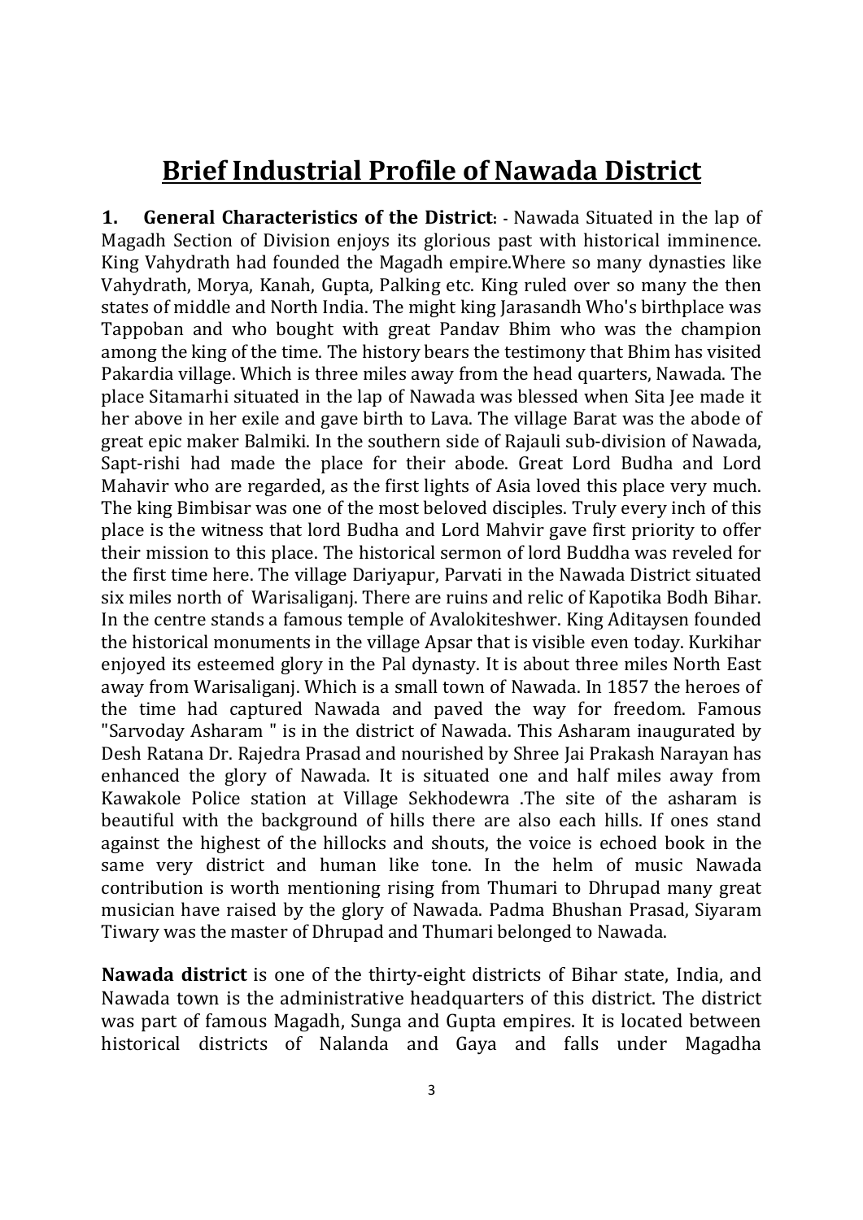# Brief Industrial Profile of Nawada District

**1. General Characteristics of the District: -** Nawada Situated in the lap of Magadh Section of Division enjoys its glorious past with historical imminence. King Vahydrath had founded the Magadh empire.Where so many dynasties like Vahydrath, Morya, Kanah, Gupta, Palking etc. King ruled over so many the then states of middle and North India. The might king Jarasandh Who's birthplace was Tappoban and who bought with great Pandav Bhim who was the champion among the king of the time. The history bears the testimony that Bhim has visited Pakardia village. Which is three miles away from the head quarters, Nawada. The place Sitamarhi situated in the lap of Nawada was blessed when Sita Jee made it her above in her exile and gave birth to Lava. The village Barat was the abode of great epic maker Balmiki. In the southern side of Rajauli sub-division of Nawada, Sapt-rishi had made the place for their abode. Great Lord Budha and Lord Mahavir who are regarded, as the first lights of Asia loved this place very much. The king Bimbisar was one of the most beloved disciples. Truly every inch of this place is the witness that lord Budha and Lord Mahvir gave first priority to offer their mission to this place. The historical sermon of lord Buddha was reveled for the first time here. The village Dariyapur, Parvati in the Nawada District situated six miles north of Warisaliganj. There are ruins and relic of Kapotika Bodh Bihar. In the centre stands a famous temple of Avalokiteshwer. King Aditaysen founded the historical monuments in the village Apsar that is visible even today. Kurkihar enjoyed its esteemed glory in the Pal dynasty. It is about three miles North East away from Warisaliganj. Which is a small town of Nawada. In 1857 the heroes of the time had captured Nawada and paved the way for freedom. Famous "Sarvoday Asharam " is in the district of Nawada. This Asharam inaugurated by Desh Ratana Dr. Rajedra Prasad and nourished by Shree Jai Prakash Narayan has enhanced the glory of Nawada. It is situated one and half miles away from Kawakole Police station at Village Sekhodewra .The site of the asharam is beautiful with the background of hills there are also each hills. If ones stand against the highest of the hillocks and shouts, the voice is echoed book in the same very district and human like tone. In the helm of music Nawada contribution is worth mentioning rising from Thumari to Dhrupad many great musician have raised by the glory of Nawada. Padma Bhushan Prasad, Siyaram Tiwary was the master of Dhrupad and Thumari belonged to Nawada.

**Nawada district** is one of the thirty-eight districts of Bihar state, India, and Nawada town is the administrative headquarters of this district. The district was part of famous Magadh, Sunga and Gupta empires. It is located between historical districts of Nalanda and Gaya and falls under Magadha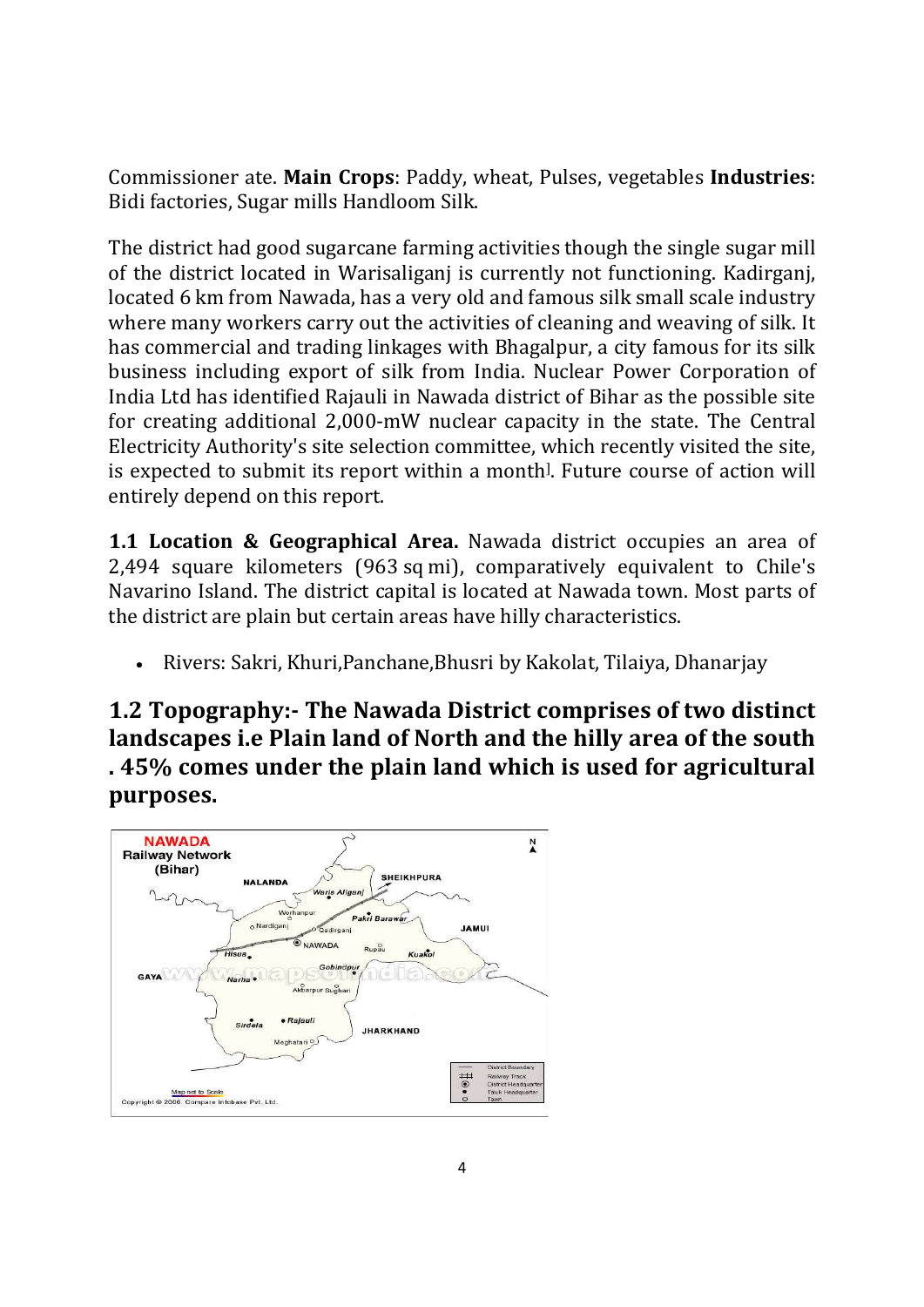Commissioner ate. **Main Crops**: Paddy, wheat, Pulses, vegetables **Industries**: Bidi factories, Sugar mills Handloom Silk.

The district had good sugarcane farming activities though the single sugar mill of the district located in Warisaliganj is currently not functioning. Kadirganj, located 6 km from Nawada, has a very old and famous silk small scale industry where many workers carry out the activities of cleaning and weaving of silk. It has commercial and trading linkages with Bhagalpur, a city famous for its silk business including export of silk from India. Nuclear Power Corporation of India Ltd has identified Rajauli in Nawada district of Bihar as the possible site for creating additional 2,000-mW nuclear capacity in the state. The Central Electricity Authority's site selection committee, which recently visited the site, is expected to submit its report within a month]. Future course of action will entirely depend on this report.

**1.1 Location & Geographical Area.** Nawada district occupies an area of 2,494 square kilometers (963 sq mi), comparatively equivalent to Chile's Navarino Island. The district capital is located at Nawada town. Most parts of the district are plain but certain areas have hilly characteristics.

- Rivers: Sakri, Khuri,Panchane,Bhusri by Kakolat, Tilaiya, Dhanarjay

## 1.2 Topography:- The Nawada District comprises of two distinct landscapes i.e Plain land of North and the hilly area of the south . 45% comes under the plain land which is used for agricultural purposes.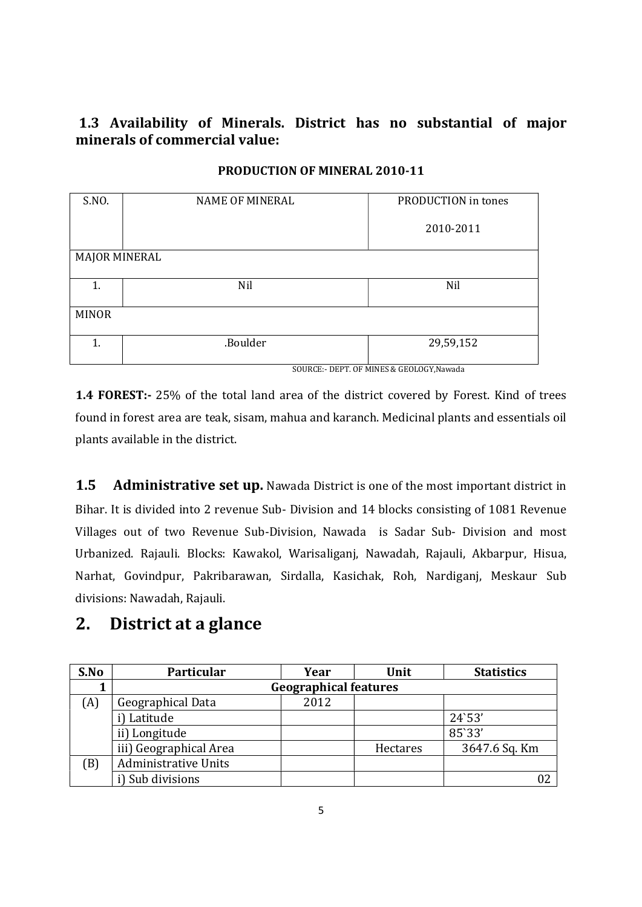### 1.3 Availability of Minerals. District has no substantial of major minerals of commercial value:

**PRODUCTION OF MINERAL 2010-11**

| S.NO. | NAME OF MINERAL | PRODUCTION in tones<br>2010-2011 |
|---|---|---|
| MAJOR MINERAL | | |
| 1. | Nil | Nil |
| MINOR | | |
| 1. | .Boulder | 29,59,152 |

SOURCE:- DEPT. OF MINES & GEOLOGY,Nawada

**1.4 FOREST:-** 25% of the total land area of the district covered by Forest. Kind of trees found in forest area are teak, sisam, mahua and karanch. Medicinal plants and essentials oil plants available in the district.

**1.5 Administrative set up.** Nawada District is one of the most important district in Bihar. It is divided into 2 revenue Sub- Division and 14 blocks consisting of 1081 Revenue Villages out of two Revenue Sub-Division, Nawada is Sadar Sub- Division and most Urbanized. Rajauli. Blocks: Kawakol, Warisaliganj, Nawadah, Rajauli, Akbarpur, Hisua, Narhat, Govindpur, Pakribarawan, Sirdalla, Kasichak, Roh, Nardiganj, Meskaur Sub divisions: Nawadah, Rajauli.

## 2. District at a glance

| S.No | Particular | Year | Unit | Statistics |
|---|---|---|---|---|
| 1 | Geographical features | | | |
| (A) | Geographical Data | 2012 | | |
| | i) Latitude | | | 24`53' |
| | ii) Longitude | | | 85`33' |
| | iii) Geographical Area | | Hectares | 3647.6 Sq. Km |
| (B) | Administrative Units | | | |
| | i) Sub divisions | | | 02 |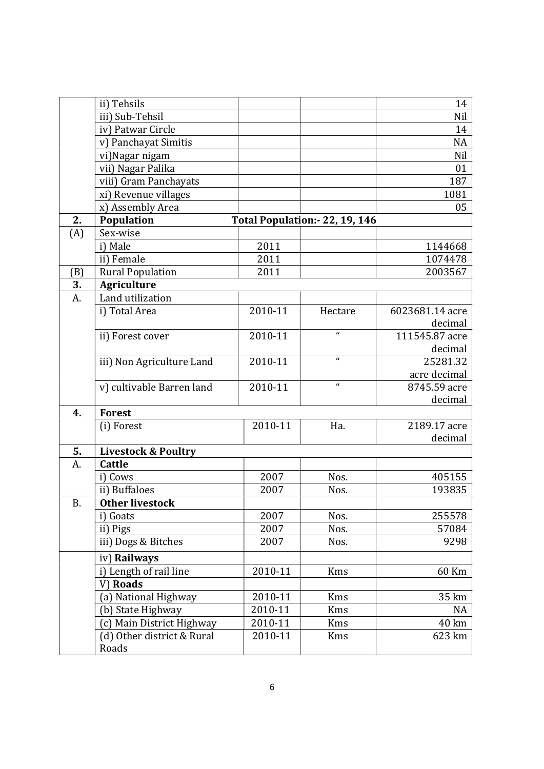| | | | | |
|---|---|---|---|---|
| | ii) Tehsils | | | 14 |
| | iii) Sub-Tehsil | | | Nil |
| | iv) Patwar Circle | | | 14 |
| | v) Panchayat Simitis | | | NA |
| | vi)Nagar nigam | | | Nil |
| | vii) Nagar Palika | | | 01 |
| | viii) Gram Panchayats | | | 187 |
| | xi) Revenue villages | | | 1081 |
| | x) Assembly Area | | | 05 |
| **2.** | **Population** | **Total Population:- 22, 19, 146** | | |
| (A) | Sex-wise | | | |
| | i) Male | 2011 | | 1144668 |
| | ii) Female | 2011 | | 1074478 |
| (B) | Rural Population | 2011 | | 2003567 |
| **3.** | **Agriculture** | | | |
| A. | Land utilization | | | |
| | i) Total Area | 2010-11 | Hectare | 6023681.14 acre decimal |
| | ii) Forest cover | 2010-11 | " | 111545.87 acre decimal |
| | iii) Non Agriculture Land | 2010-11 | " | 25281.32 acre decimal |
| | v) cultivable Barren land | 2010-11 | " | 8745.59 acre decimal |
| **4.** | **Forest** | | | |
| | (i) Forest | 2010-11 | Ha. | 2189.17 acre decimal |
| **5.** | **Livestock & Poultry** | | | |
| A. | **Cattle** | | | |
| | i) Cows | 2007 | Nos. | 405155 |
| | ii) Buffaloes | 2007 | Nos. | 193835 |
| B. | **Other livestock** | | | |
| | i) Goats | 2007 | Nos. | 255578 |
| | ii) Pigs | 2007 | Nos. | 57084 |
| | iii) Dogs & Bitches | 2007 | Nos. | 9298 |
| | iv) **Railways** | | | |
| | i) Length of rail line | 2010-11 | Kms | 60 Km |
| | V) **Roads** | | | |
| | (a) National Highway | 2010-11 | Kms | 35 km |
| | (b) State Highway | 2010-11 | Kms | NA |
| | (c) Main District Highway | 2010-11 | Kms | 40 km |
| | (d) Other district & Rural Roads | 2010-11 | Kms | 623 km |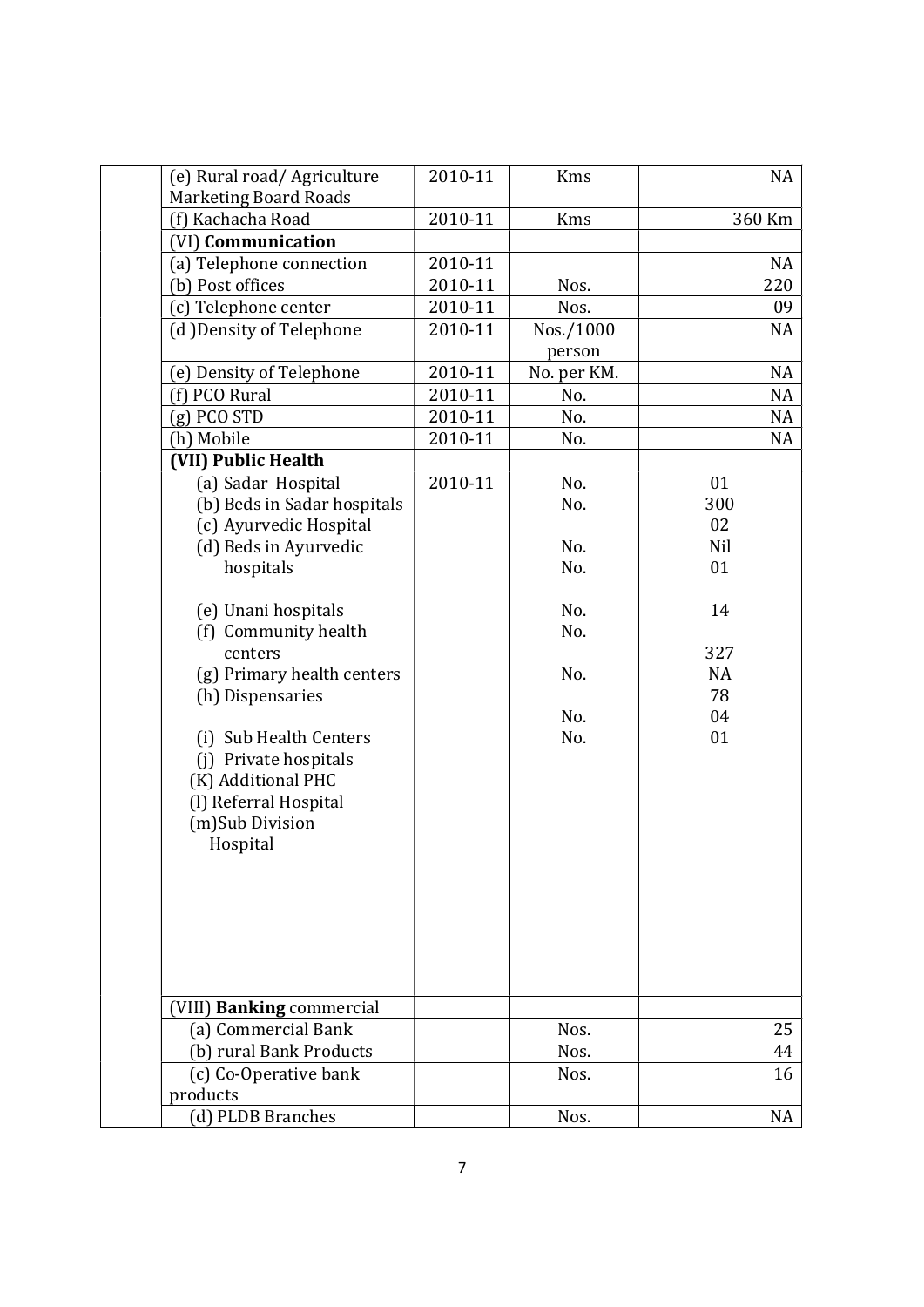| | | | | |
|---|---|---|---|---|
| | (e) Rural road/ Agriculture Marketing Board Roads | 2010-11 | Kms | NA |
| | (f) Kachacha Road | 2010-11 | Kms | 360 Km |
| | (VI) **Communication** | | | |
| | (a) Telephone connection | 2010-11 | | NA |
| | (b) Post offices | 2010-11 | Nos. | 220 |
| | (c) Telephone center | 2010-11 | Nos. | 09 |
| | (d )Density of Telephone | 2010-11 | Nos./1000 person | NA |
| | (e) Density of Telephone | 2010-11 | No. per KM. | NA |
| | (f) PCO Rural | 2010-11 | No. | NA |
| | (g) PCO STD | 2010-11 | No. | NA |
| | (h) Mobile | 2010-11 | No. | NA |
| | **(VII) Public Health** | | | |
| | (a) Sadar Hospital<br>(b) Beds in Sadar hospitals<br>(c) Ayurvedic Hospital<br>(d) Beds in Ayurvedic hospitals<br><br>(e) Unani hospitals<br>(f) Community health centers<br>(g) Primary health centers<br>(h) Dispensaries<br><br>(i) Sub Health Centers<br>(j) Private hospitals<br>(K) Additional PHC<br>(l) Referral Hospital<br>(m)Sub Division Hospital | 2010-11 | No.<br>No.<br><br>No.<br>No.<br><br>No.<br>No.<br><br>No.<br><br>No.<br>No. | 01<br>300<br>02<br>Nil<br>01<br><br>14<br><br>327<br>NA<br>78<br>04<br>01 |
| | (VIII) **Banking** commercial | | | |
| | (a) Commercial Bank | | Nos. | 25 |
| | (b) rural Bank Products | | Nos. | 44 |
| | (c) Co-Operative bank products | | Nos. | 16 |
| | (d) PLDB Branches | | Nos. | NA |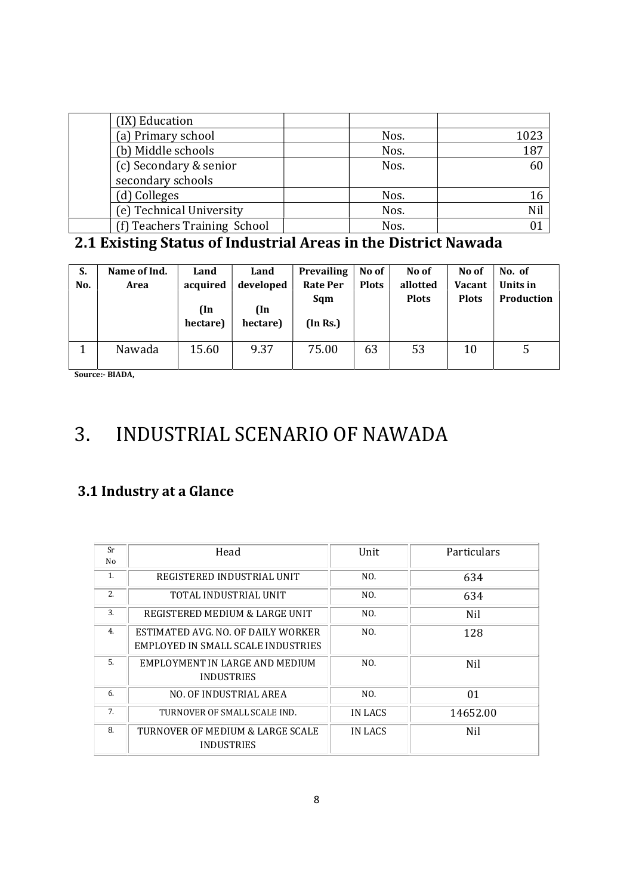| | | | | |
|---|---|---|---|---|
| | (IX) Education | | | |
| | (a) Primary school | | Nos. | 1023 |
| | (b) Middle schools | | Nos. | 187 |
| | (c) Secondary & senior secondary schools | | Nos. | 60 |
| | (d) Colleges | | Nos. | 16 |
| | (e) Technical University | | Nos. | Nil |
| | (f) Teachers Training School | | Nos. | 01 |

## 2.1 Existing Status of Industrial Areas in the District Nawada

| S. No. | Name of Ind. Area | Land acquired (In hectare) | Land developed (In hectare) | Prevailing Rate Per Sqm (In Rs.) | No of Plots | No of allotted Plots | No of Vacant Plots | No. of Units in Production |
|---|---|---|---|---|---|---|---|---|
| 1 | Nawada | 15.60 | 9.37 | 75.00 | 63 | 53 | 10 | 5 |

**Source:- BIADA,**

# 3. INDUSTRIAL SCENARIO OF NAWADA

### 3.1 Industry at a Glance

| Sr No | Head | Unit | Particulars |
|---|---|---|---|
| 1. | REGISTERED INDUSTRIAL UNIT | NO. | 634 |
| 2. | TOTAL INDUSTRIAL UNIT | NO. | 634 |
| 3. | REGISTERED MEDIUM & LARGE UNIT | NO. | Nil |
| 4. | ESTIMATED AVG. NO. OF DAILY WORKER EMPLOYED IN SMALL SCALE INDUSTRIES | NO. | 128 |
| 5. | EMPLOYMENT IN LARGE AND MEDIUM INDUSTRIES | NO. | Nil |
| 6. | NO. OF INDUSTRIAL AREA | NO. | 01 |
| 7. | TURNOVER OF SMALL SCALE IND. | IN LACS | 14652.00 |
| 8. | TURNOVER OF MEDIUM & LARGE SCALE INDUSTRIES | IN LACS | Nil |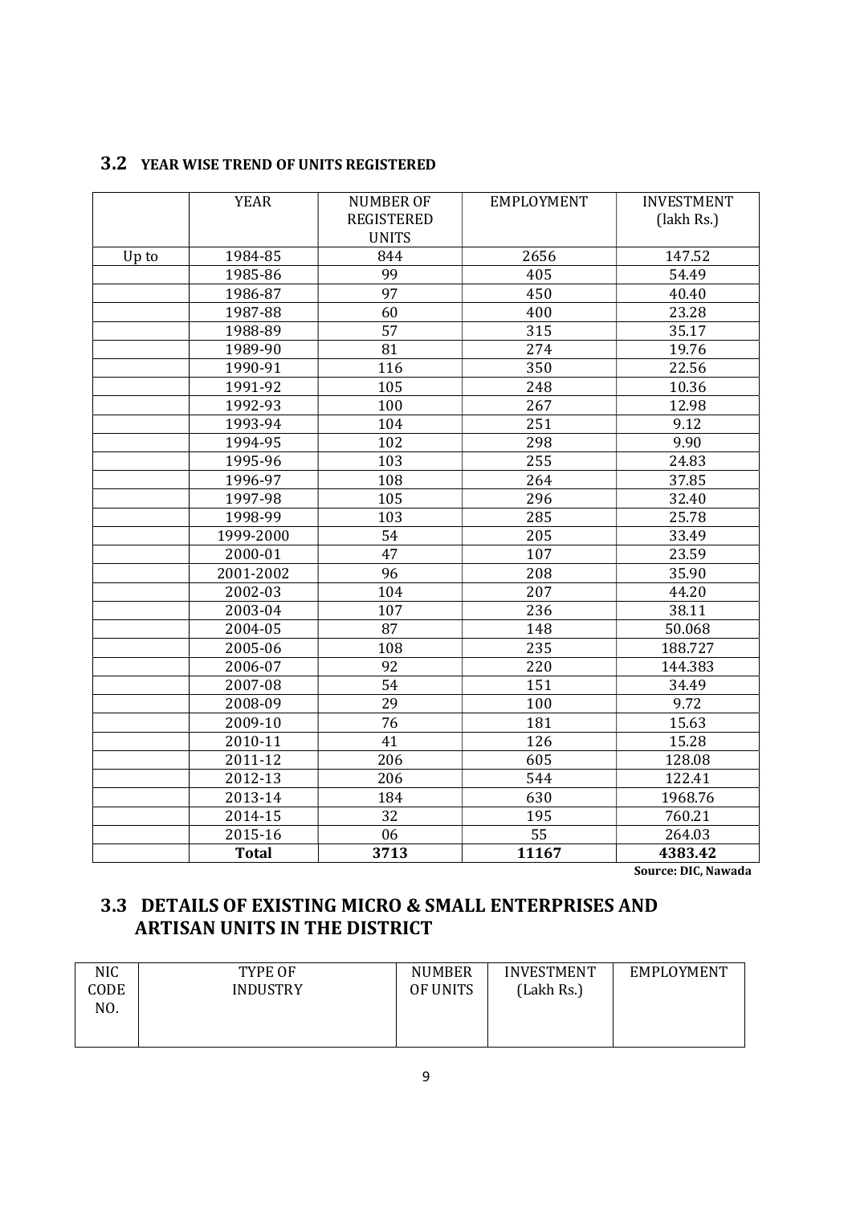### 3.2 YEAR WISE TREND OF UNITS REGISTERED

| | YEAR | NUMBER OF REGISTERED UNITS | EMPLOYMENT | INVESTMENT (lakh Rs.) |
|---|---|---|---|---|
| Up to | 1984-85 | 844 | 2656 | 147.52 |
| | 1985-86 | 99 | 405 | 54.49 |
| | 1986-87 | 97 | 450 | 40.40 |
| | 1987-88 | 60 | 400 | 23.28 |
| | 1988-89 | 57 | 315 | 35.17 |
| | 1989-90 | 81 | 274 | 19.76 |
| | 1990-91 | 116 | 350 | 22.56 |
| | 1991-92 | 105 | 248 | 10.36 |
| | 1992-93 | 100 | 267 | 12.98 |
| | 1993-94 | 104 | 251 | 9.12 |
| | 1994-95 | 102 | 298 | 9.90 |
| | 1995-96 | 103 | 255 | 24.83 |
| | 1996-97 | 108 | 264 | 37.85 |
| | 1997-98 | 105 | 296 | 32.40 |
| | 1998-99 | 103 | 285 | 25.78 |
| | 1999-2000 | 54 | 205 | 33.49 |
| | 2000-01 | 47 | 107 | 23.59 |
| | 2001-2002 | 96 | 208 | 35.90 |
| | 2002-03 | 104 | 207 | 44.20 |
| | 2003-04 | 107 | 236 | 38.11 |
| | 2004-05 | 87 | 148 | 50.068 |
| | 2005-06 | 108 | 235 | 188.727 |
| | 2006-07 | 92 | 220 | 144.383 |
| | 2007-08 | 54 | 151 | 34.49 |
| | 2008-09 | 29 | 100 | 9.72 |
| | 2009-10 | 76 | 181 | 15.63 |
| | 2010-11 | 41 | 126 | 15.28 |
| | 2011-12 | 206 | 605 | 128.08 |
| | 2012-13 | 206 | 544 | 122.41 |
| | 2013-14 | 184 | 630 | 1968.76 |
| | 2014-15 | 32 | 195 | 760.21 |
| | 2015-16 | 06 | 55 | 264.03 |
| | **Total** | **3713** | **11167** | **4383.42** |

**Source: DIC, Nawada**

## 3.3 DETAILS OF EXISTING MICRO & SMALL ENTERPRISES AND ARTISAN UNITS IN THE DISTRICT

| NIC CODE NO. | TYPE OF INDUSTRY | NUMBER OF UNITS | INVESTMENT (Lakh Rs.) | EMPLOYMENT |
|---|---|---|---|---|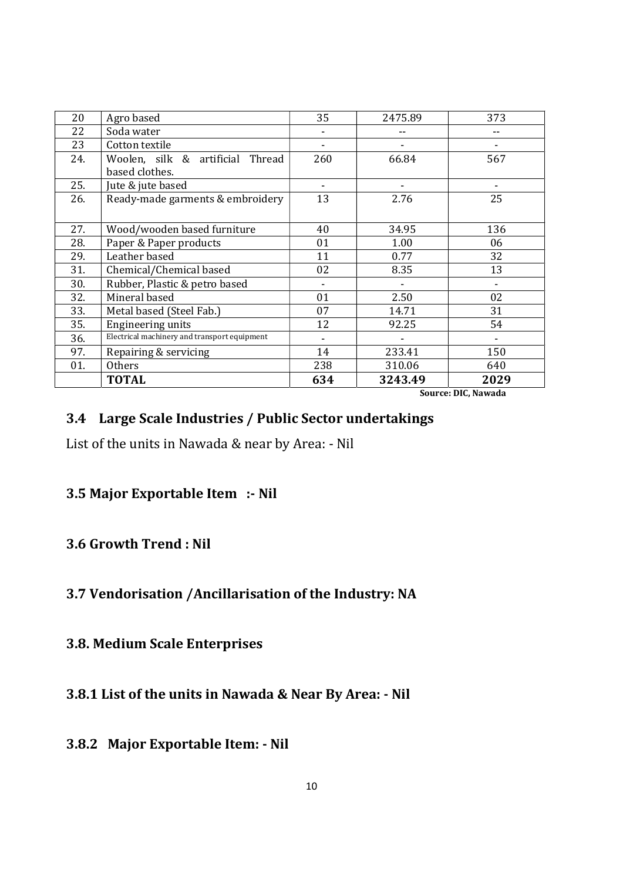| 20 | Agro based | 35 | 2475.89 | 373 |
|---|---|---|---|---|
| 22 | Soda water | - | -- | -- |
| 23 | Cotton textile | - | - | - |
| 24. | Woolen, silk & artificial Thread based clothes. | 260 | 66.84 | 567 |
| 25. | Jute & jute based | - | - | - |
| 26. | Ready-made garments & embroidery | 13 | 2.76 | 25 |
| 27. | Wood/wooden based furniture | 40 | 34.95 | 136 |
| 28. | Paper & Paper products | 01 | 1.00 | 06 |
| 29. | Leather based | 11 | 0.77 | 32 |
| 31. | Chemical/Chemical based | 02 | 8.35 | 13 |
| 30. | Rubber, Plastic & petro based | - | - | - |
| 32. | Mineral based | 01 | 2.50 | 02 |
| 33. | Metal based (Steel Fab.) | 07 | 14.71 | 31 |
| 35. | Engineering units | 12 | 92.25 | 54 |
| 36. | Electrical machinery and transport equipment | - | - | - |
| 97. | Repairing & servicing | 14 | 233.41 | 150 |
| 01. | Others | 238 | 310.06 | 640 |
| | **TOTAL** | **634** | **3243.49** | **2029** |

**Source: DIC, Nawada**

## 3.4 Large Scale Industries / Public Sector undertakings

List of the units in Nawada & near by Area: - Nil

## 3.5 Major Exportable Item :- Nil

## 3.6 Growth Trend : Nil

## 3.7 Vendorisation /Ancillarisation of the Industry: NA

## 3.8. Medium Scale Enterprises

### 3.8.1 List of the units in Nawada & Near By Area: - Nil

### 3.8.2 Major Exportable Item: - Nil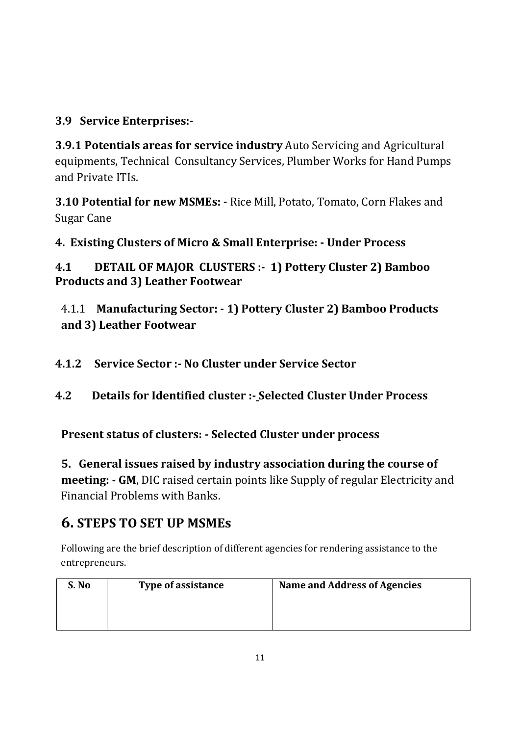**3.9 Service Enterprises:-**

**3.9.1 Potentials areas for service industry** Auto Servicing and Agricultural equipments, Technical Consultancy Services, Plumber Works for Hand Pumps and Private ITIs.

**3.10 Potential for new MSMEs: -** Rice Mill, Potato, Tomato, Corn Flakes and Sugar Cane

**4. Existing Clusters of Micro & Small Enterprise: - Under Process**

**4.1 DETAIL OF MAJOR CLUSTERS :- 1) Pottery Cluster 2) Bamboo Products and 3) Leather Footwear**

4.1.1 **Manufacturing Sector: - 1) Pottery Cluster 2) Bamboo Products and 3) Leather Footwear**

**4.1.2 Service Sector :- No Cluster under Service Sector**

**4.2 Details for Identified cluster :- Selected Cluster Under Process**

**Present status of clusters: - Selected Cluster under process**

**5. General issues raised by industry association during the course of meeting: - GM**, DIC raised certain points like Supply of regular Electricity and Financial Problems with Banks.

# 6. STEPS TO SET UP MSMEs

Following are the brief description of different agencies for rendering assistance to the entrepreneurs.

| S. No | Type of assistance | Name and Address of Agencies |
| --- | --- | --- |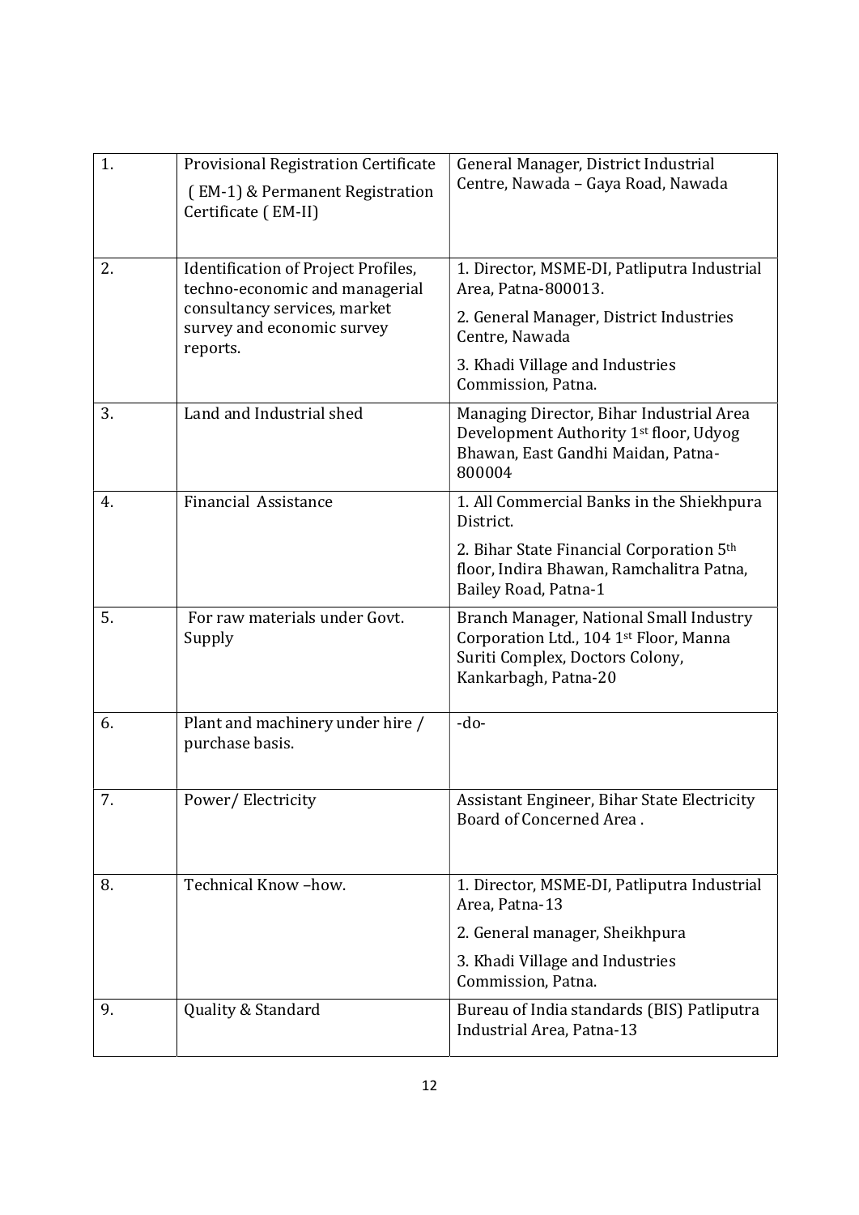| 1. | Provisional Registration Certificate ( EM-1) & Permanent Registration Certificate ( EM-II) | General Manager, District Industrial Centre, Nawada – Gaya Road, Nawada |
|---|---|---|
| 2. | Identification of Project Profiles, techno-economic and managerial consultancy services, market survey and economic survey reports. | 1. Director, MSME-DI, Patliputra Industrial Area, Patna-800013.<br>2. General Manager, District Industries Centre, Nawada<br>3. Khadi Village and Industries Commission, Patna. |
| 3. | Land and Industrial shed | Managing Director, Bihar Industrial Area Development Authority 1st floor, Udyog Bhawan, East Gandhi Maidan, Patna-800004 |
| 4. | Financial Assistance | 1. All Commercial Banks in the Shiekhpura District.<br>2. Bihar State Financial Corporation 5th floor, Indira Bhawan, Ramchalitra Patna, Bailey Road, Patna-1 |
| 5. | For raw materials under Govt. Supply | Branch Manager, National Small Industry Corporation Ltd., 104 1st Floor, Manna Suriti Complex, Doctors Colony, Kankarbagh, Patna-20 |
| 6. | Plant and machinery under hire / purchase basis. | -do- |
| 7. | Power/ Electricity | Assistant Engineer, Bihar State Electricity Board of Concerned Area . |
| 8. | Technical Know –how. | 1. Director, MSME-DI, Patliputra Industrial Area, Patna-13<br>2. General manager, Sheikhpura<br>3. Khadi Village and Industries Commission, Patna. |
| 9. | Quality & Standard | Bureau of India standards (BIS) Patliputra Industrial Area, Patna-13 |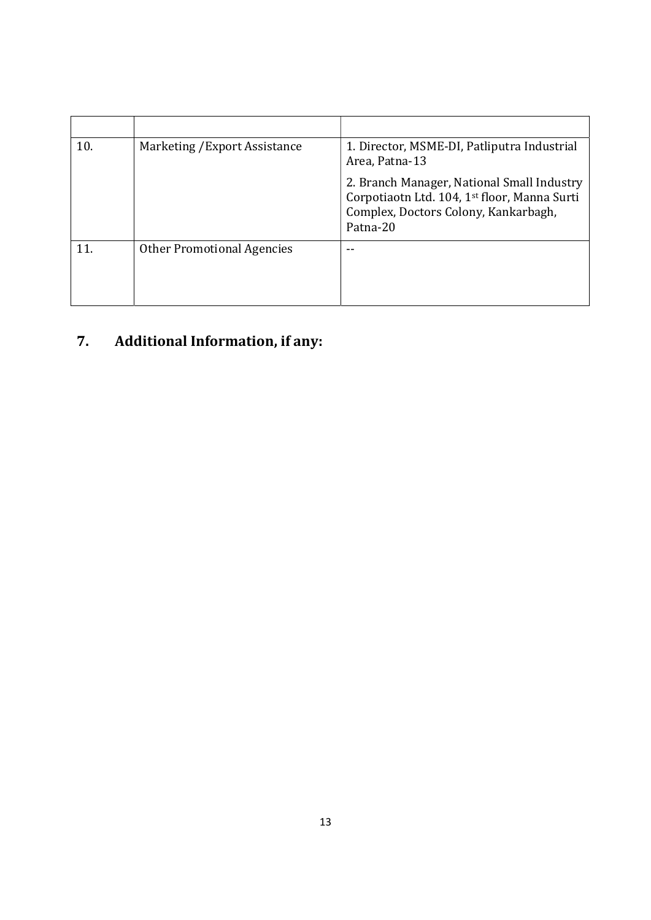| | | |
|---|---|---|
| 10. | Marketing /Export Assistance | 1. Director, MSME-DI, Patliputra Industrial Area, Patna-13<br><br>2. Branch Manager, National Small Industry Corpotiaotn Ltd. 104, 1st floor, Manna Surti Complex, Doctors Colony, Kankarbagh, Patna-20 |
| 11. | Other Promotional Agencies | -- |

## 7. Additional Information, if any: